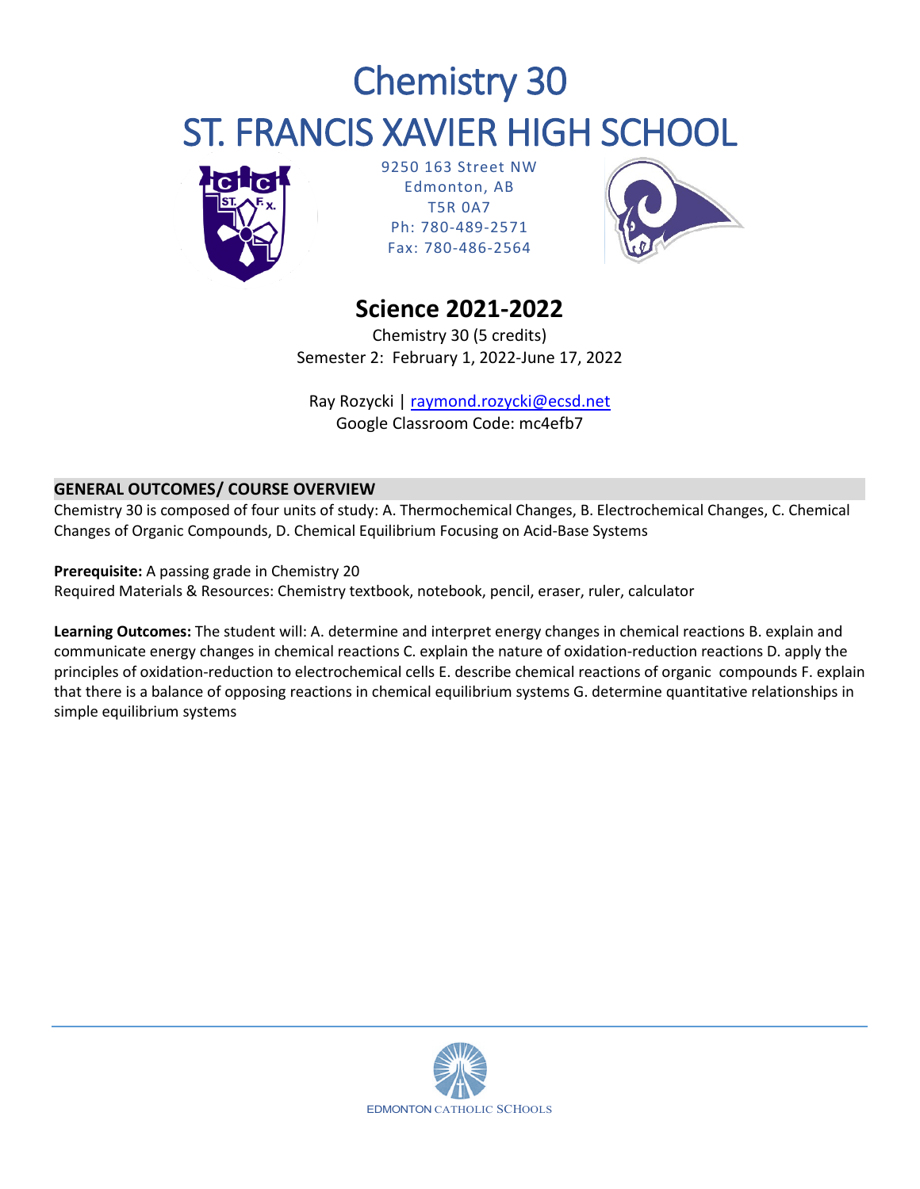# Chemistry 30

# ST. FRANCIS XAVIER HIGH SCHOOL

9250 163 Street NW
Edmonton, AB
T5R 0A7
Ph: 780-489-2571
Fax: 780-486-2564

## Science 2021-2022

Chemistry 30 (5 credits)
Semester 2: February 1, 2022-June 17, 2022

Ray Rozycki | raymond.rozycki@ecsd.net
Google Classroom Code: mc4efb7

### GENERAL OUTCOMES/ COURSE OVERVIEW

Chemistry 30 is composed of four units of study: A. Thermochemical Changes, B. Electrochemical Changes, C. Chemical Changes of Organic Compounds, D. Chemical Equilibrium Focusing on Acid-Base Systems

**Prerequisite:** A passing grade in Chemistry 20
Required Materials & Resources: Chemistry textbook, notebook, pencil, eraser, ruler, calculator

**Learning Outcomes:** The student will: A. determine and interpret energy changes in chemical reactions B. explain and communicate energy changes in chemical reactions C. explain the nature of oxidation-reduction reactions D. apply the principles of oxidation-reduction to electrochemical cells E. describe chemical reactions of organic compounds F. explain that there is a balance of opposing reactions in chemical equilibrium systems G. determine quantitative relationships in simple equilibrium systems

EDMONTON CATHOLIC SCHOOLS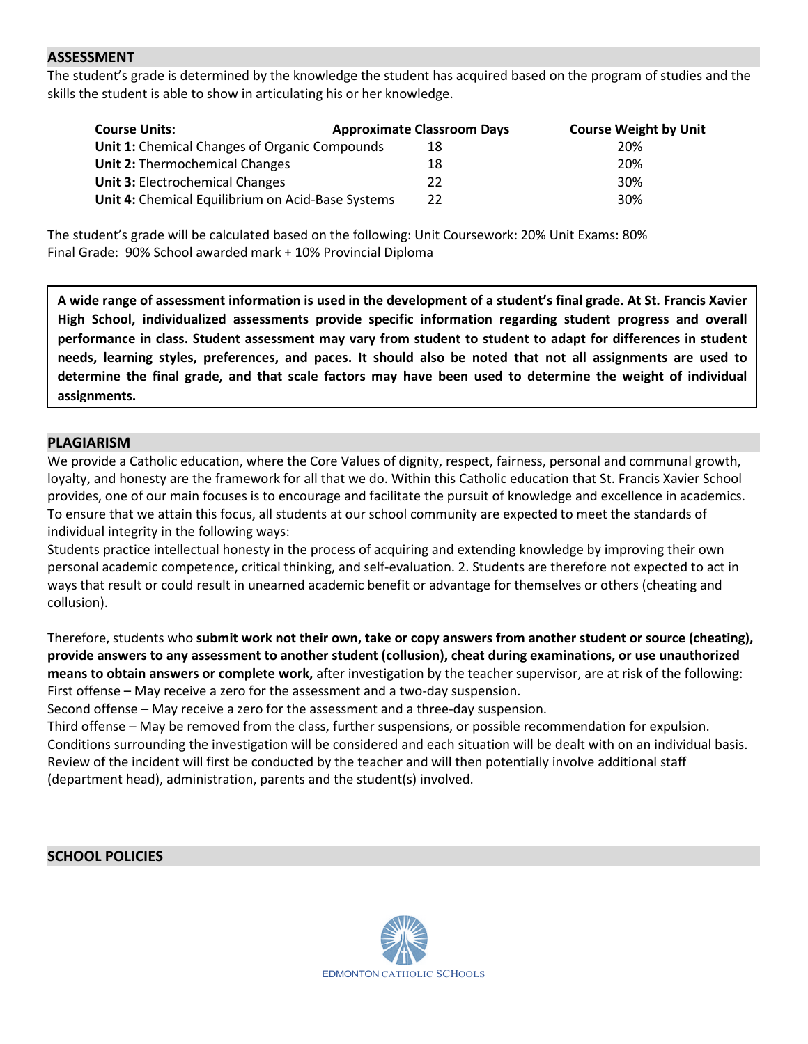## ASSESSMENT

The student's grade is determined by the knowledge the student has acquired based on the program of studies and the skills the student is able to show in articulating his or her knowledge.

| Course Units: | Approximate Classroom Days | Course Weight by Unit |
|---|---|---|
| **Unit 1:** Chemical Changes of Organic Compounds | 18 | 20% |
| **Unit 2:** Thermochemical Changes | 18 | 20% |
| **Unit 3:** Electrochemical Changes | 22 | 30% |
| **Unit 4:** Chemical Equilibrium on Acid-Base Systems | 22 | 30% |

The student's grade will be calculated based on the following: Unit Coursework: 20% Unit Exams: 80%
Final Grade: 90% School awarded mark + 10% Provincial Diploma

**A wide range of assessment information is used in the development of a student's final grade. At St. Francis Xavier High School, individualized assessments provide specific information regarding student progress and overall performance in class. Student assessment may vary from student to student to adapt for differences in student needs, learning styles, preferences, and paces. It should also be noted that not all assignments are used to determine the final grade, and that scale factors may have been used to determine the weight of individual assignments.**

## PLAGIARISM

We provide a Catholic education, where the Core Values of dignity, respect, fairness, personal and communal growth, loyalty, and honesty are the framework for all that we do. Within this Catholic education that St. Francis Xavier School provides, one of our main focuses is to encourage and facilitate the pursuit of knowledge and excellence in academics. To ensure that we attain this focus, all students at our school community are expected to meet the standards of individual integrity in the following ways:

Students practice intellectual honesty in the process of acquiring and extending knowledge by improving their own personal academic competence, critical thinking, and self-evaluation. 2. Students are therefore not expected to act in ways that result or could result in unearned academic benefit or advantage for themselves or others (cheating and collusion).

Therefore, students who **submit work not their own, take or copy answers from another student or source (cheating), provide answers to any assessment to another student (collusion), cheat during examinations, or use unauthorized means to obtain answers or complete work,** after investigation by the teacher supervisor, are at risk of the following:
First offense – May receive a zero for the assessment and a two-day suspension.
Second offense – May receive a zero for the assessment and a three-day suspension.
Third offense – May be removed from the class, further suspensions, or possible recommendation for expulsion.
Conditions surrounding the investigation will be considered and each situation will be dealt with on an individual basis. Review of the incident will first be conducted by the teacher and will then potentially involve additional staff (department head), administration, parents and the student(s) involved.

## SCHOOL POLICIES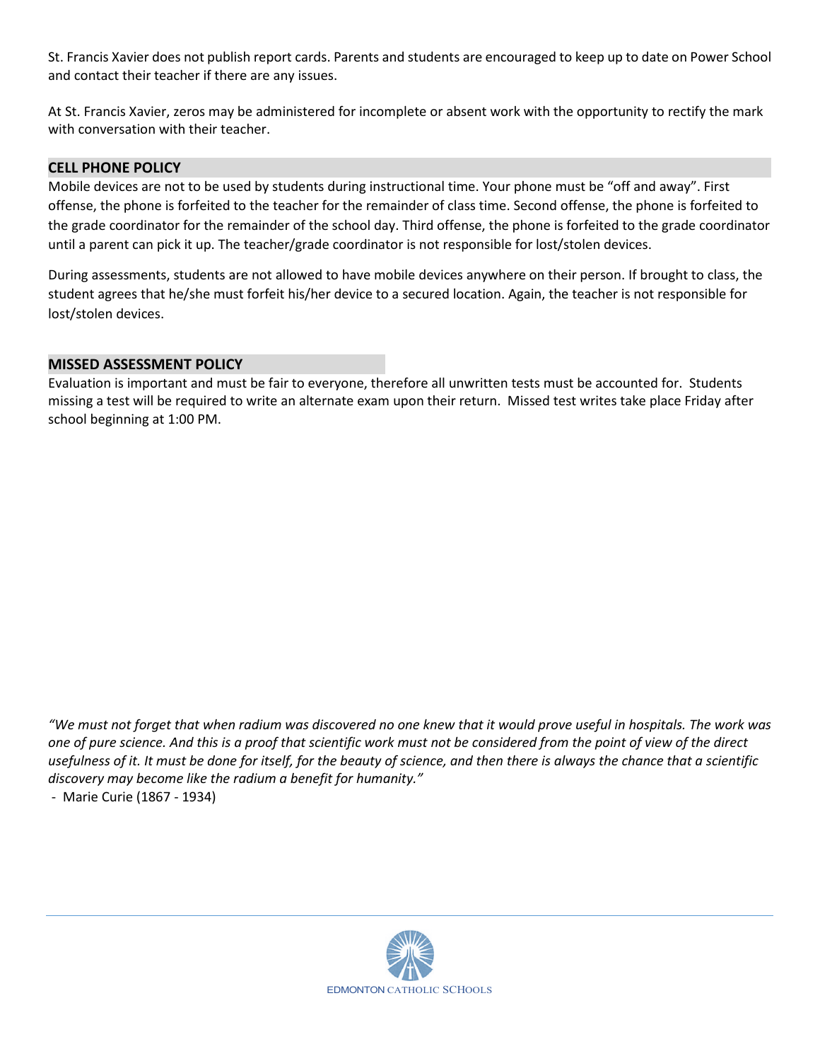St. Francis Xavier does not publish report cards. Parents and students are encouraged to keep up to date on Power School and contact their teacher if there are any issues.

At St. Francis Xavier, zeros may be administered for incomplete or absent work with the opportunity to rectify the mark with conversation with their teacher.

## CELL PHONE POLICY

Mobile devices are not to be used by students during instructional time. Your phone must be "off and away". First offense, the phone is forfeited to the teacher for the remainder of class time. Second offense, the phone is forfeited to the grade coordinator for the remainder of the school day. Third offense, the phone is forfeited to the grade coordinator until a parent can pick it up. The teacher/grade coordinator is not responsible for lost/stolen devices.

During assessments, students are not allowed to have mobile devices anywhere on their person. If brought to class, the student agrees that he/she must forfeit his/her device to a secured location. Again, the teacher is not responsible for lost/stolen devices.

## MISSED ASSESSMENT POLICY

Evaluation is important and must be fair to everyone, therefore all unwritten tests must be accounted for. Students missing a test will be required to write an alternate exam upon their return. Missed test writes take place Friday after school beginning at 1:00 PM.

*"We must not forget that when radium was discovered no one knew that it would prove useful in hospitals. The work was one of pure science. And this is a proof that scientific work must not be considered from the point of view of the direct usefulness of it. It must be done for itself, for the beauty of science, and then there is always the chance that a scientific discovery may become like the radium a benefit for humanity."*

\- Marie Curie (1867 - 1934)

EDMONTON CATHOLIC SCHOOLS